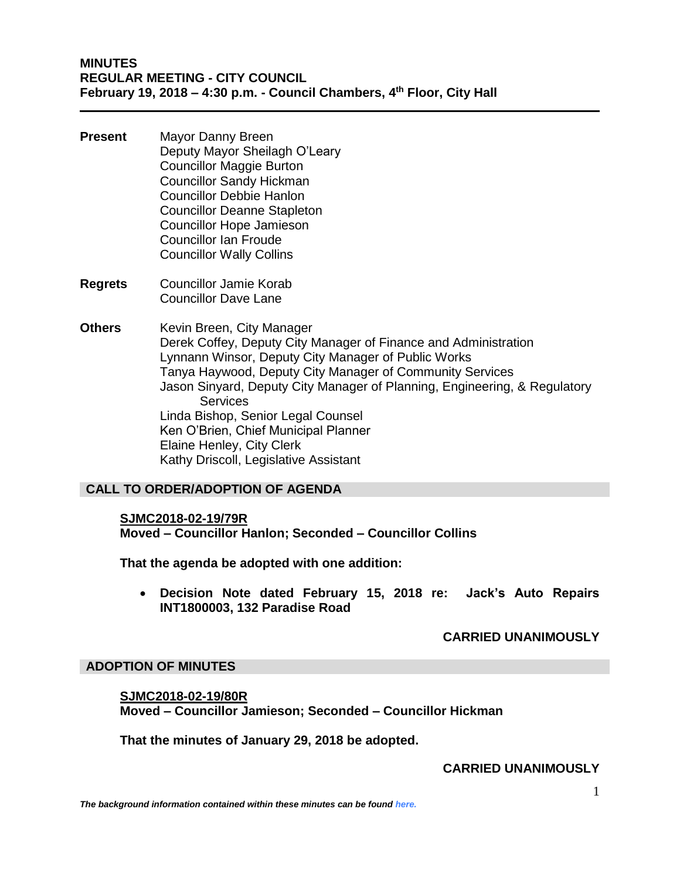**MINUTES**
**REGULAR MEETING - CITY COUNCIL**
**February 19, 2018 – 4:30 p.m. - Council Chambers, 4th Floor, City Hall**

---

**Present**
Mayor Danny Breen
Deputy Mayor Sheilagh O'Leary
Councillor Maggie Burton
Councillor Sandy Hickman
Councillor Debbie Hanlon
Councillor Deanne Stapleton
Councillor Hope Jamieson
Councillor Ian Froude
Councillor Wally Collins

**Regrets**
Councillor Jamie Korab
Councillor Dave Lane

**Others**
Kevin Breen, City Manager
Derek Coffey, Deputy City Manager of Finance and Administration
Lynnann Winsor, Deputy City Manager of Public Works
Tanya Haywood, Deputy City Manager of Community Services
Jason Sinyard, Deputy City Manager of Planning, Engineering, & Regulatory Services
Linda Bishop, Senior Legal Counsel
Ken O'Brien, Chief Municipal Planner
Elaine Henley, City Clerk
Kathy Driscoll, Legislative Assistant

## CALL TO ORDER/ADOPTION OF AGENDA

**SJMC2018-02-19/79R**
**Moved – Councillor Hanlon; Seconded – Councillor Collins**

**That the agenda be adopted with one addition:**

- **Decision Note dated February 15, 2018 re: Jack's Auto Repairs INT1800003, 132 Paradise Road**

**CARRIED UNANIMOUSLY**

## ADOPTION OF MINUTES

**SJMC2018-02-19/80R**
**Moved – Councillor Jamieson; Seconded – Councillor Hickman**

**That the minutes of January 29, 2018 be adopted.**

**CARRIED UNANIMOUSLY**

*The background information contained within these minutes can be found here.*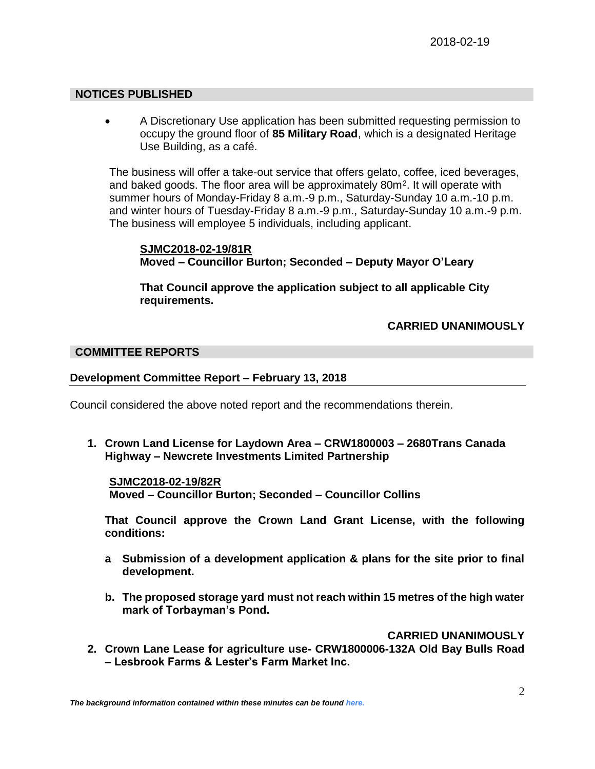## NOTICES PUBLISHED

- A Discretionary Use application has been submitted requesting permission to occupy the ground floor of **85 Military Road**, which is a designated Heritage Use Building, as a café.

The business will offer a take-out service that offers gelato, coffee, iced beverages, and baked goods. The floor area will be approximately 80m$^2$. It will operate with summer hours of Monday-Friday 8 a.m.-9 p.m., Saturday-Sunday 10 a.m.-10 p.m. and winter hours of Tuesday-Friday 8 a.m.-9 p.m., Saturday-Sunday 10 a.m.-9 p.m. The business will employee 5 individuals, including applicant.

**SJMC2018-02-19/81R**
**Moved – Councillor Burton; Seconded – Deputy Mayor O'Leary**

**That Council approve the application subject to all applicable City requirements.**

**CARRIED UNANIMOUSLY**

## COMMITTEE REPORTS

### Development Committee Report – February 13, 2018

Council considered the above noted report and the recommendations therein.

1. **Crown Land License for Laydown Area – CRW1800003 – 2680Trans Canada Highway – Newcrete Investments Limited Partnership**

**SJMC2018-02-19/82R**
**Moved – Councillor Burton; Seconded – Councillor Collins**

**That Council approve the Crown Land Grant License, with the following conditions:**

- **a Submission of a development application & plans for the site prior to final development.**
- **b. The proposed storage yard must not reach within 15 metres of the high water mark of Torbayman's Pond.**

**CARRIED UNANIMOUSLY**

2. **Crown Lane Lease for agriculture use- CRW1800006-132A Old Bay Bulls Road – Lesbrook Farms & Lester's Farm Market Inc.**

*The background information contained within these minutes can be found here.*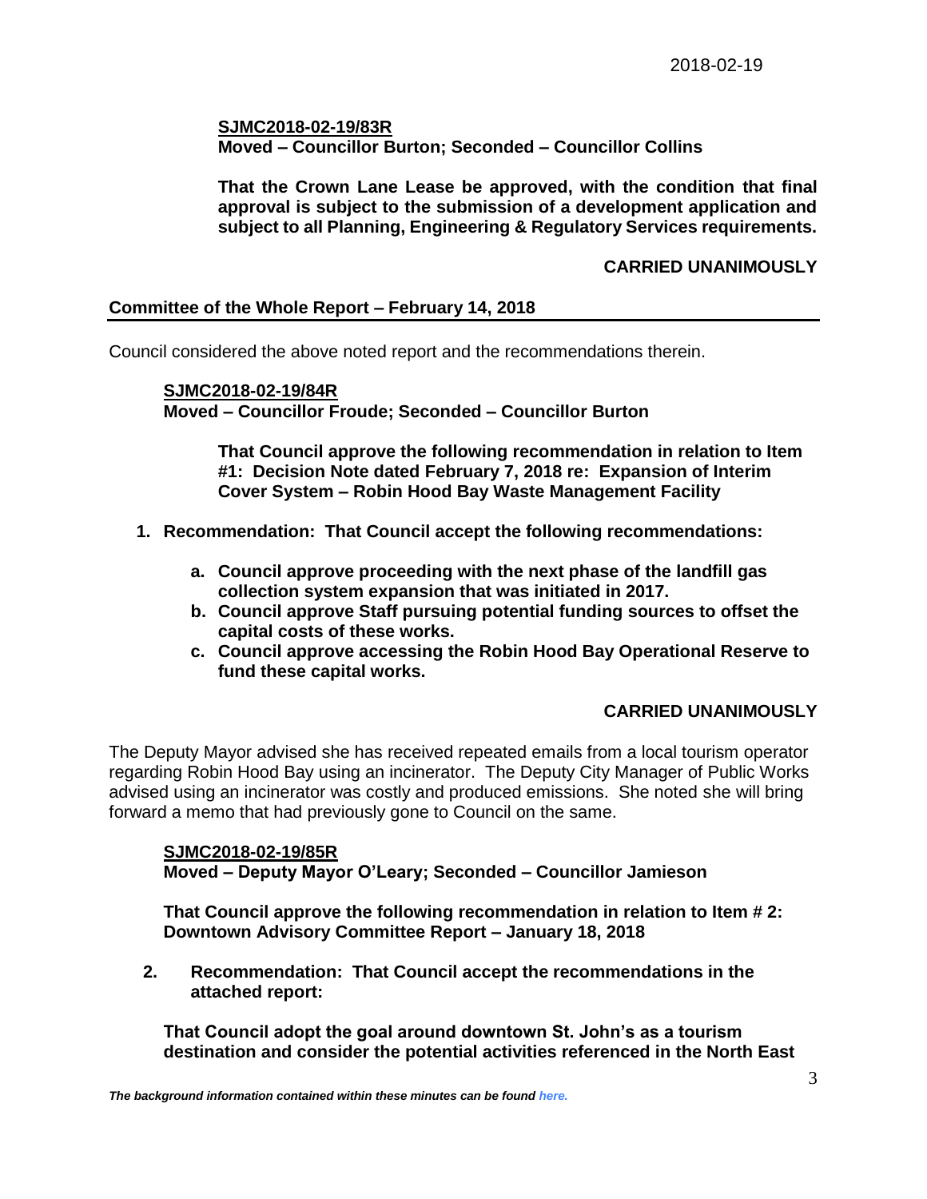**SJMC2018-02-19/83R**
**Moved – Councillor Burton; Seconded – Councillor Collins**

**That the Crown Lane Lease be approved, with the condition that final approval is subject to the submission of a development application and subject to all Planning, Engineering & Regulatory Services requirements.**

**CARRIED UNANIMOUSLY**

## Committee of the Whole Report – February 14, 2018

Council considered the above noted report and the recommendations therein.

**SJMC2018-02-19/84R**
**Moved – Councillor Froude; Seconded – Councillor Burton**

**That Council approve the following recommendation in relation to Item #1: Decision Note dated February 7, 2018 re: Expansion of Interim Cover System – Robin Hood Bay Waste Management Facility**

1. **Recommendation: That Council accept the following recommendations:**
   a. **Council approve proceeding with the next phase of the landfill gas collection system expansion that was initiated in 2017.**
   b. **Council approve Staff pursuing potential funding sources to offset the capital costs of these works.**
   c. **Council approve accessing the Robin Hood Bay Operational Reserve to fund these capital works.**

**CARRIED UNANIMOUSLY**

The Deputy Mayor advised she has received repeated emails from a local tourism operator regarding Robin Hood Bay using an incinerator. The Deputy City Manager of Public Works advised using an incinerator was costly and produced emissions. She noted she will bring forward a memo that had previously gone to Council on the same.

**SJMC2018-02-19/85R**
**Moved – Deputy Mayor O'Leary; Seconded – Councillor Jamieson**

**That Council approve the following recommendation in relation to Item # 2: Downtown Advisory Committee Report – January 18, 2018**

2. **Recommendation: That Council accept the recommendations in the attached report:**

**That Council adopt the goal around downtown St. John's as a tourism destination and consider the potential activities referenced in the North East**

*The background information contained within these minutes can be found here.*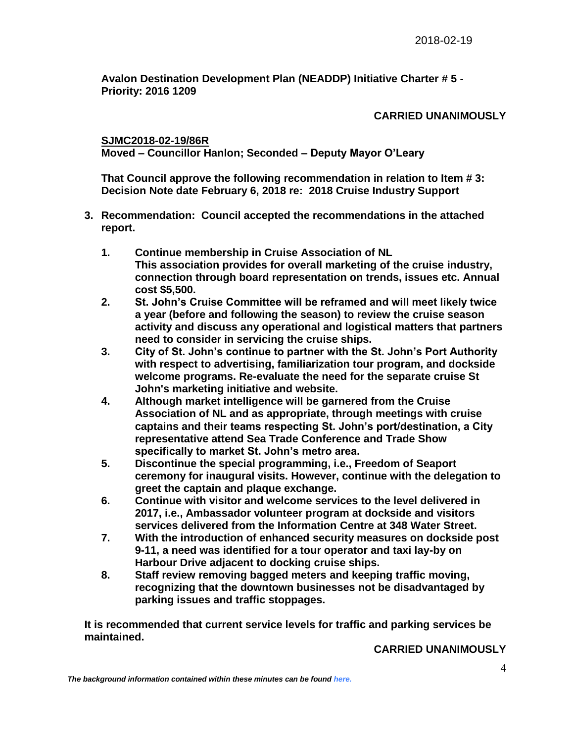**Avalon Destination Development Plan (NEADDP) Initiative Charter # 5 - Priority: 2016 1209**

**CARRIED UNANIMOUSLY**

**SJMC2018-02-19/86R**
**Moved – Councillor Hanlon; Seconded – Deputy Mayor O'Leary**

**That Council approve the following recommendation in relation to Item # 3: Decision Note date February 6, 2018 re: 2018 Cruise Industry Support**

**3. Recommendation: Council accepted the recommendations in the attached report.**

1. **Continue membership in Cruise Association of NL This association provides for overall marketing of the cruise industry, connection through board representation on trends, issues etc. Annual cost $5,500.**
2. **St. John's Cruise Committee will be reframed and will meet likely twice a year (before and following the season) to review the cruise season activity and discuss any operational and logistical matters that partners need to consider in servicing the cruise ships.**
3. **City of St. John's continue to partner with the St. John's Port Authority with respect to advertising, familiarization tour program, and dockside welcome programs. Re-evaluate the need for the separate cruise St John's marketing initiative and website.**
4. **Although market intelligence will be garnered from the Cruise Association of NL and as appropriate, through meetings with cruise captains and their teams respecting St. John's port/destination, a City representative attend Sea Trade Conference and Trade Show specifically to market St. John's metro area.**
5. **Discontinue the special programming, i.e., Freedom of Seaport ceremony for inaugural visits. However, continue with the delegation to greet the captain and plaque exchange.**
6. **Continue with visitor and welcome services to the level delivered in 2017, i.e., Ambassador volunteer program at dockside and visitors services delivered from the Information Centre at 348 Water Street.**
7. **With the introduction of enhanced security measures on dockside post 9-11, a need was identified for a tour operator and taxi lay-by on Harbour Drive adjacent to docking cruise ships.**
8. **Staff review removing bagged meters and keeping traffic moving, recognizing that the downtown businesses not be disadvantaged by parking issues and traffic stoppages.**

**It is recommended that current service levels for traffic and parking services be maintained.**

**CARRIED UNANIMOUSLY**

*The background information contained within these minutes can be found here.*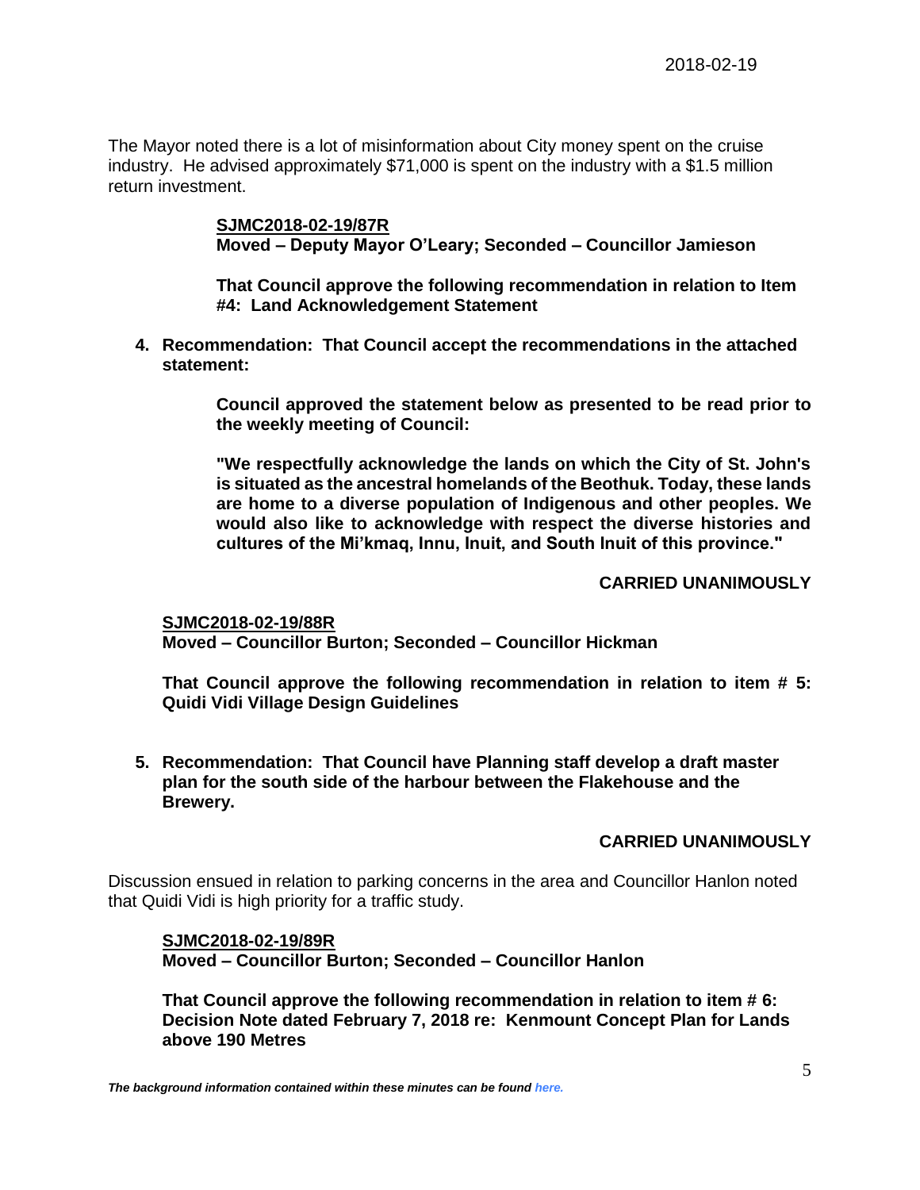The Mayor noted there is a lot of misinformation about City money spent on the cruise industry. He advised approximately $71,000 is spent on the industry with a $1.5 million return investment.

> **SJMC2018-02-19/87R**
> **Moved – Deputy Mayor O'Leary; Seconded – Councillor Jamieson**
>
> **That Council approve the following recommendation in relation to Item #4: Land Acknowledgement Statement**

**4. Recommendation: That Council accept the recommendations in the attached statement:**

> **Council approved the statement below as presented to be read prior to the weekly meeting of Council:**
>
> **"We respectfully acknowledge the lands on which the City of St. John's is situated as the ancestral homelands of the Beothuk. Today, these lands are home to a diverse population of Indigenous and other peoples. We would also like to acknowledge with respect the diverse histories and cultures of the Mi'kmaq, Innu, Inuit, and South Inuit of this province."**

**CARRIED UNANIMOUSLY**

> **SJMC2018-02-19/88R**
> **Moved – Councillor Burton; Seconded – Councillor Hickman**
>
> **That Council approve the following recommendation in relation to item # 5: Quidi Vidi Village Design Guidelines**

**5. Recommendation: That Council have Planning staff develop a draft master plan for the south side of the harbour between the Flakehouse and the Brewery.**

**CARRIED UNANIMOUSLY**

Discussion ensued in relation to parking concerns in the area and Councillor Hanlon noted that Quidi Vidi is high priority for a traffic study.

> **SJMC2018-02-19/89R**
> **Moved – Councillor Burton; Seconded – Councillor Hanlon**
>
> **That Council approve the following recommendation in relation to item # 6: Decision Note dated February 7, 2018 re: Kenmount Concept Plan for Lands above 190 Metres**

***The background information contained within these minutes can be found here.***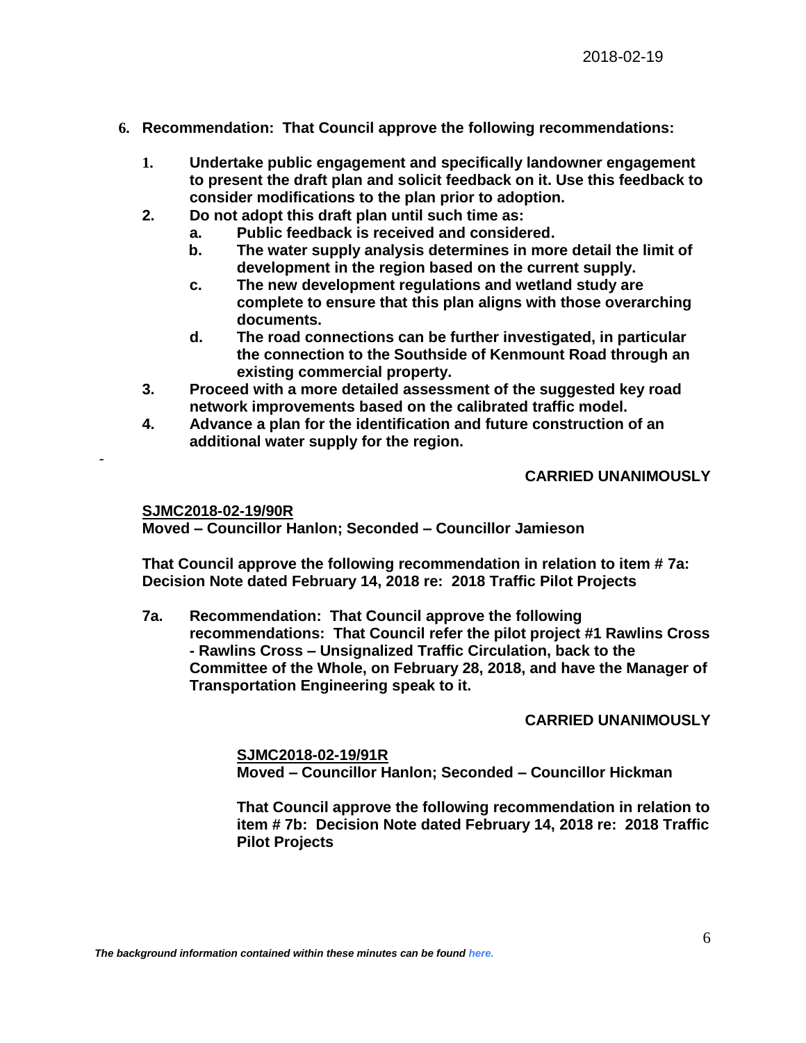**6. Recommendation: That Council approve the following recommendations:**

1. **Undertake public engagement and specifically landowner engagement to present the draft plan and solicit feedback on it. Use this feedback to consider modifications to the plan prior to adoption.**
2. **Do not adopt this draft plan until such time as:**
   a. **Public feedback is received and considered.**
   b. **The water supply analysis determines in more detail the limit of development in the region based on the current supply.**
   c. **The new development regulations and wetland study are complete to ensure that this plan aligns with those overarching documents.**
   d. **The road connections can be further investigated, in particular the connection to the Southside of Kenmount Road through an existing commercial property.**
3. **Proceed with a more detailed assessment of the suggested key road network improvements based on the calibrated traffic model.**
4. **Advance a plan for the identification and future construction of an additional water supply for the region.**

**CARRIED UNANIMOUSLY**

**SJMC2018-02-19/90R**
**Moved – Councillor Hanlon; Seconded – Councillor Jamieson**

**That Council approve the following recommendation in relation to item # 7a: Decision Note dated February 14, 2018 re: 2018 Traffic Pilot Projects**

**7a. Recommendation: That Council approve the following recommendations: That Council refer the pilot project #1 Rawlins Cross - Rawlins Cross – Unsignalized Traffic Circulation, back to the Committee of the Whole, on February 28, 2018, and have the Manager of Transportation Engineering speak to it.**

**CARRIED UNANIMOUSLY**

**SJMC2018-02-19/91R**
**Moved – Councillor Hanlon; Seconded – Councillor Hickman**

**That Council approve the following recommendation in relation to item # 7b: Decision Note dated February 14, 2018 re: 2018 Traffic Pilot Projects**

***The background information contained within these minutes can be found here.***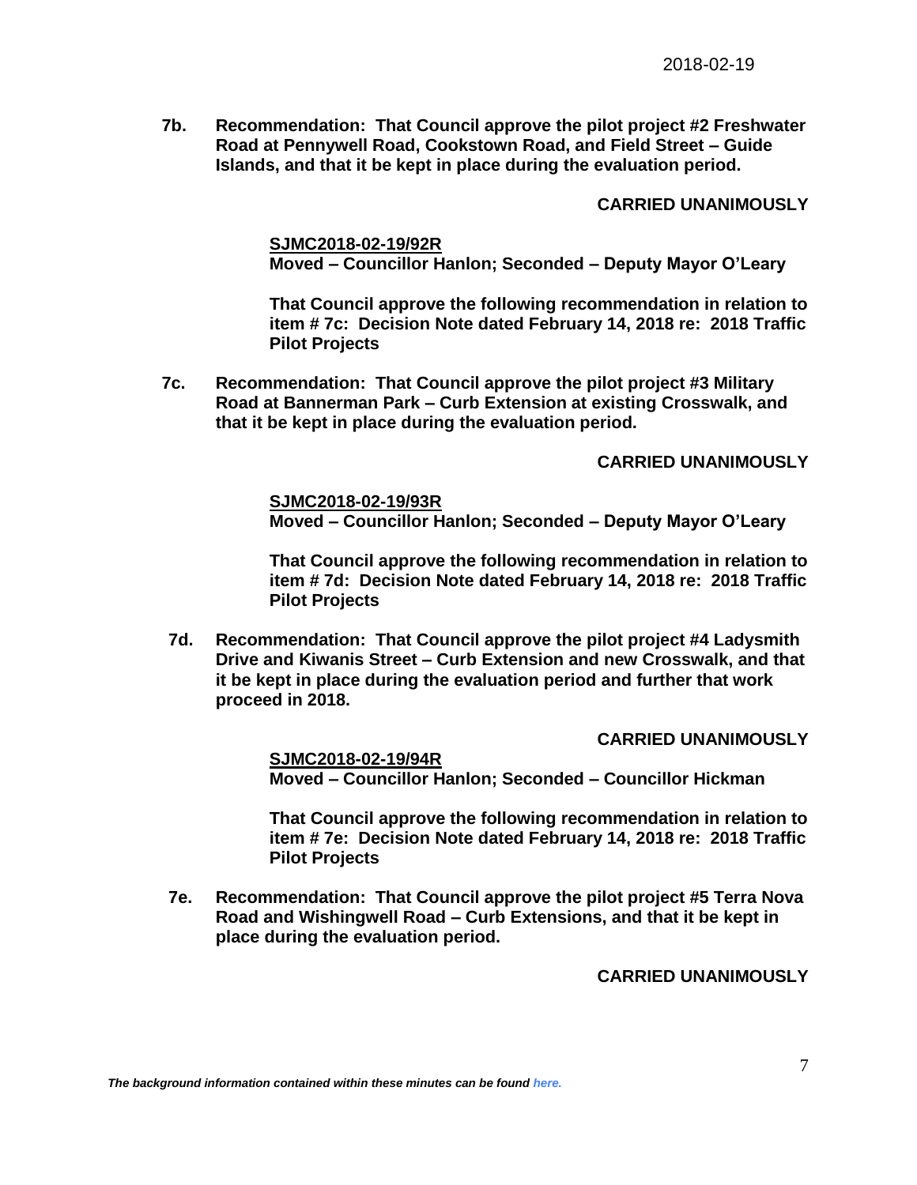**7b. Recommendation: That Council approve the pilot project #2 Freshwater Road at Pennywell Road, Cookstown Road, and Field Street – Guide Islands, and that it be kept in place during the evaluation period.**

**CARRIED UNANIMOUSLY**

**SJMC2018-02-19/92R**
**Moved – Councillor Hanlon; Seconded – Deputy Mayor O'Leary**

**That Council approve the following recommendation in relation to item # 7c: Decision Note dated February 14, 2018 re: 2018 Traffic Pilot Projects**

**7c. Recommendation: That Council approve the pilot project #3 Military Road at Bannerman Park – Curb Extension at existing Crosswalk, and that it be kept in place during the evaluation period.**

**CARRIED UNANIMOUSLY**

**SJMC2018-02-19/93R**
**Moved – Councillor Hanlon; Seconded – Deputy Mayor O'Leary**

**That Council approve the following recommendation in relation to item # 7d: Decision Note dated February 14, 2018 re: 2018 Traffic Pilot Projects**

**7d. Recommendation: That Council approve the pilot project #4 Ladysmith Drive and Kiwanis Street – Curb Extension and new Crosswalk, and that it be kept in place during the evaluation period and further that work proceed in 2018.**

**CARRIED UNANIMOUSLY**

**SJMC2018-02-19/94R**
**Moved – Councillor Hanlon; Seconded – Councillor Hickman**

**That Council approve the following recommendation in relation to item # 7e: Decision Note dated February 14, 2018 re: 2018 Traffic Pilot Projects**

**7e. Recommendation: That Council approve the pilot project #5 Terra Nova Road and Wishingwell Road – Curb Extensions, and that it be kept in place during the evaluation period.**

**CARRIED UNANIMOUSLY**

*The background information contained within these minutes can be found here.*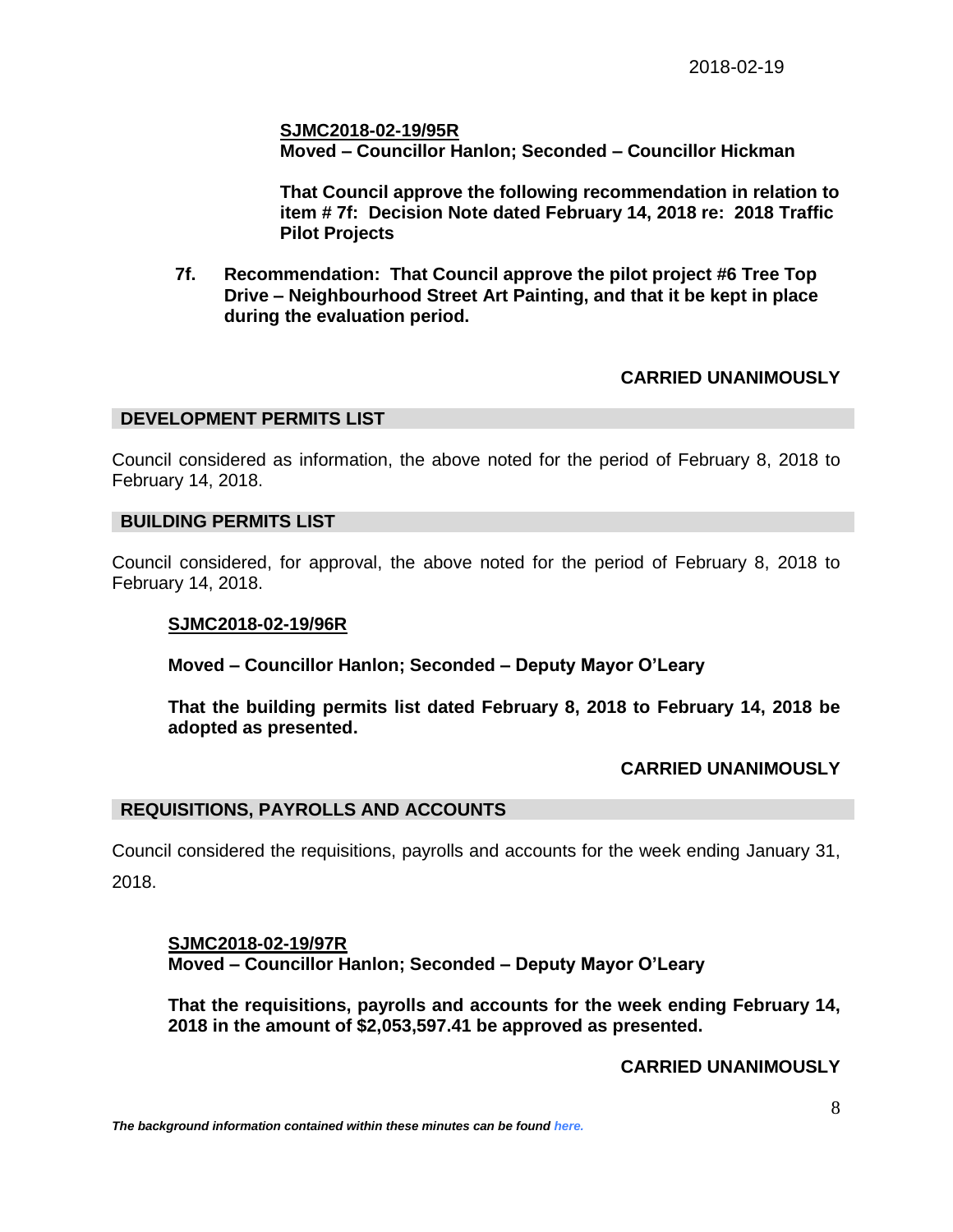**SJMC2018-02-19/95R**
**Moved – Councillor Hanlon; Seconded – Councillor Hickman**

**That Council approve the following recommendation in relation to item # 7f: Decision Note dated February 14, 2018 re: 2018 Traffic Pilot Projects**

**7f. Recommendation: That Council approve the pilot project #6 Tree Top Drive – Neighbourhood Street Art Painting, and that it be kept in place during the evaluation period.**

**CARRIED UNANIMOUSLY**

## DEVELOPMENT PERMITS LIST

Council considered as information, the above noted for the period of February 8, 2018 to February 14, 2018.

## BUILDING PERMITS LIST

Council considered, for approval, the above noted for the period of February 8, 2018 to February 14, 2018.

**SJMC2018-02-19/96R**

**Moved – Councillor Hanlon; Seconded – Deputy Mayor O'Leary**

**That the building permits list dated February 8, 2018 to February 14, 2018 be adopted as presented.**

**CARRIED UNANIMOUSLY**

## REQUISITIONS, PAYROLLS AND ACCOUNTS

Council considered the requisitions, payrolls and accounts for the week ending January 31, 2018.

**SJMC2018-02-19/97R**
**Moved – Councillor Hanlon; Seconded – Deputy Mayor O'Leary**

**That the requisitions, payrolls and accounts for the week ending February 14, 2018 in the amount of $2,053,597.41 be approved as presented.**

**CARRIED UNANIMOUSLY**

*The background information contained within these minutes can be found here.*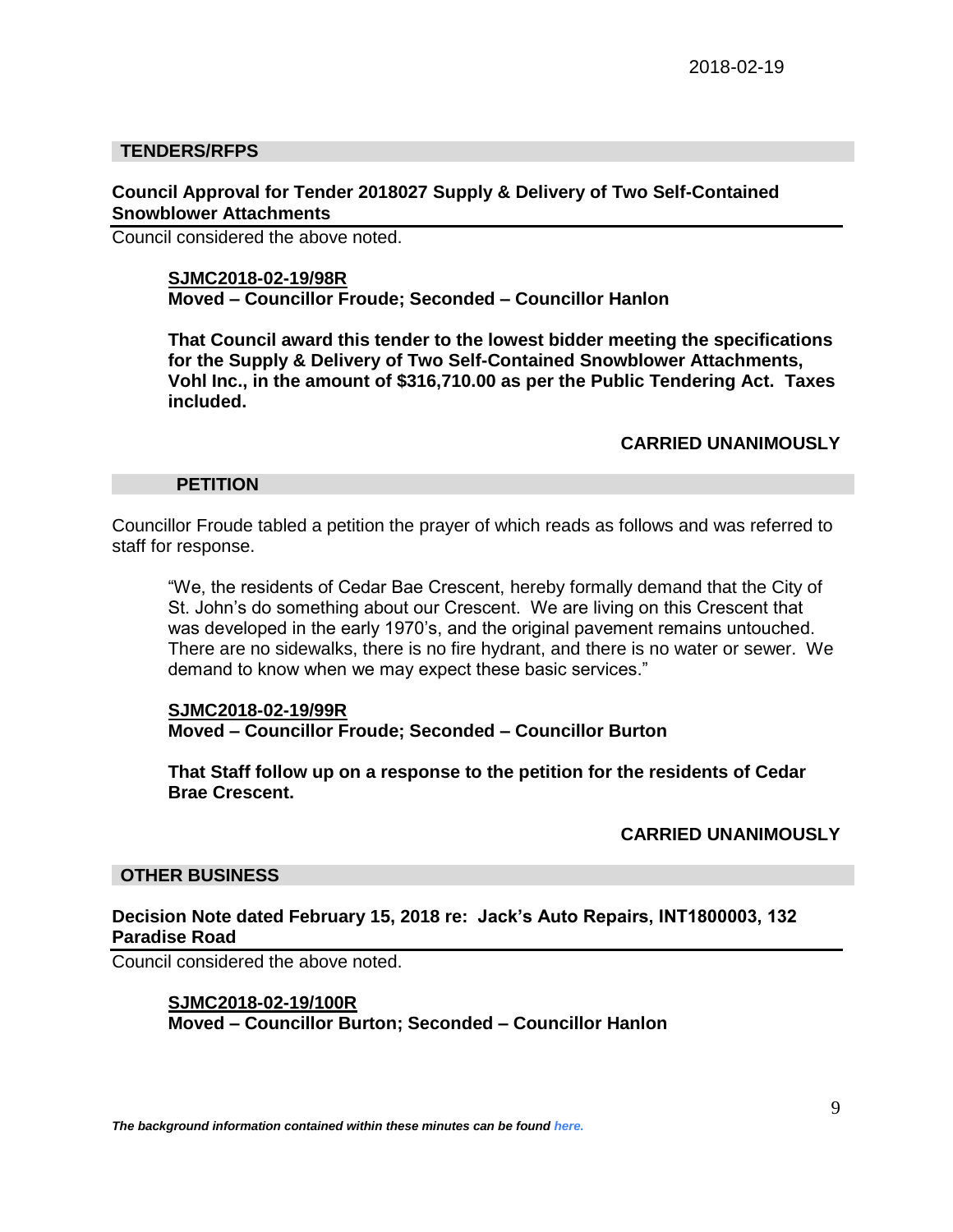## TENDERS/RFPS

### Council Approval for Tender 2018027 Supply & Delivery of Two Self-Contained Snowblower Attachments

Council considered the above noted.

> **SJMC2018-02-19/98R**
> **Moved – Councillor Froude; Seconded – Councillor Hanlon**
>
> **That Council award this tender to the lowest bidder meeting the specifications for the Supply & Delivery of Two Self-Contained Snowblower Attachments, Vohl Inc., in the amount of $316,710.00 as per the Public Tendering Act. Taxes included.**
>
> **CARRIED UNANIMOUSLY**

## PETITION

Councillor Froude tabled a petition the prayer of which reads as follows and was referred to staff for response.

> "We, the residents of Cedar Bae Crescent, hereby formally demand that the City of St. John's do something about our Crescent. We are living on this Crescent that was developed in the early 1970's, and the original pavement remains untouched. There are no sidewalks, there is no fire hydrant, and there is no water or sewer. We demand to know when we may expect these basic services."
>
> **SJMC2018-02-19/99R**
> **Moved – Councillor Froude; Seconded – Councillor Burton**
>
> **That Staff follow up on a response to the petition for the residents of Cedar Brae Crescent.**
>
> **CARRIED UNANIMOUSLY**

## OTHER BUSINESS

### Decision Note dated February 15, 2018 re: Jack's Auto Repairs, INT1800003, 132 Paradise Road

Council considered the above noted.

> **SJMC2018-02-19/100R**
> **Moved – Councillor Burton; Seconded – Councillor Hanlon**

*The background information contained within these minutes can be found here.*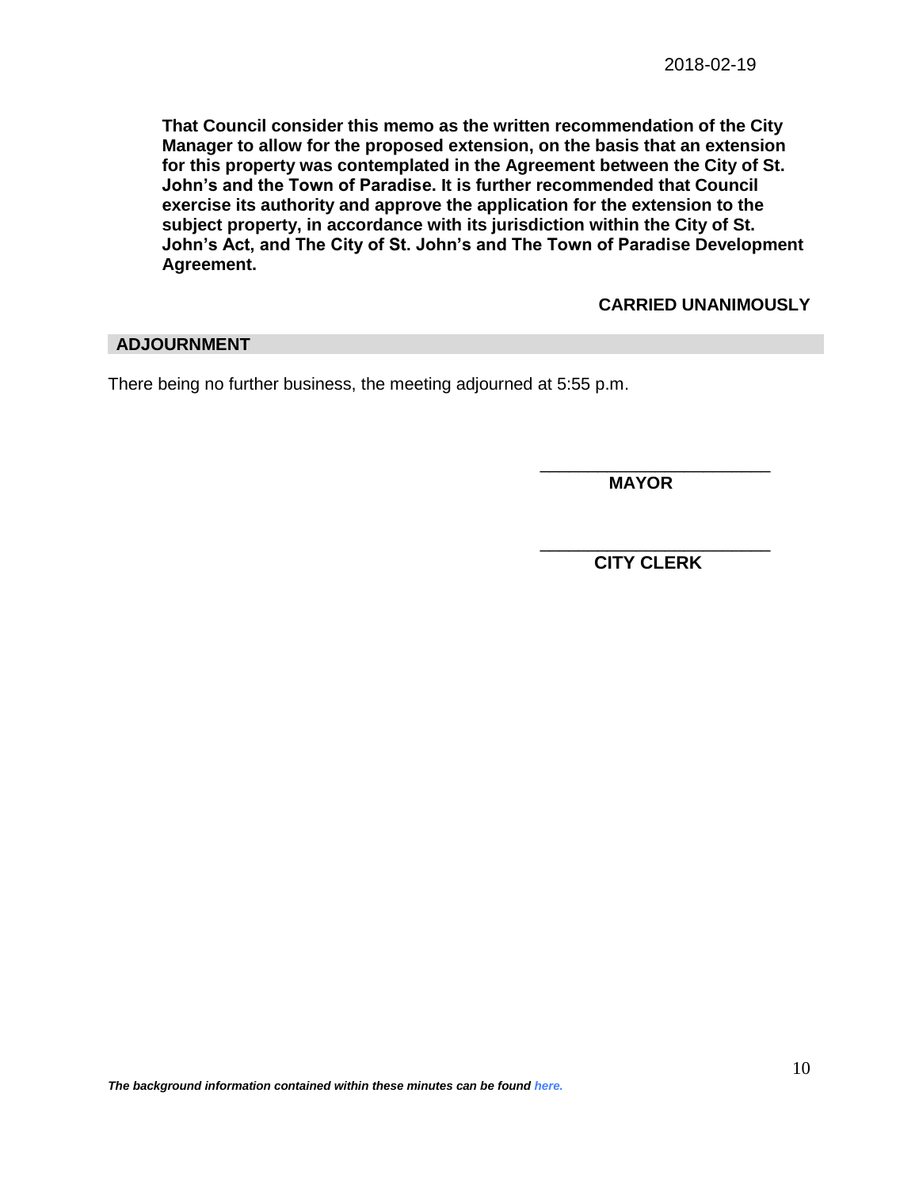**That Council consider this memo as the written recommendation of the City Manager to allow for the proposed extension, on the basis that an extension for this property was contemplated in the Agreement between the City of St. John's and the Town of Paradise. It is further recommended that Council exercise its authority and approve the application for the extension to the subject property, in accordance with its jurisdiction within the City of St. John's Act, and The City of St. John's and The Town of Paradise Development Agreement.**

**CARRIED UNANIMOUSLY**

## ADJOURNMENT

There being no further business, the meeting adjourned at 5:55 p.m.

\_\_\_\_\_\_\_\_\_\_\_\_\_\_\_\_\_\_\_\_\_\_\_\_\_
**MAYOR**

\_\_\_\_\_\_\_\_\_\_\_\_\_\_\_\_\_\_\_\_\_\_\_\_\_
**CITY CLERK**

***The background information contained within these minutes can be found here.***